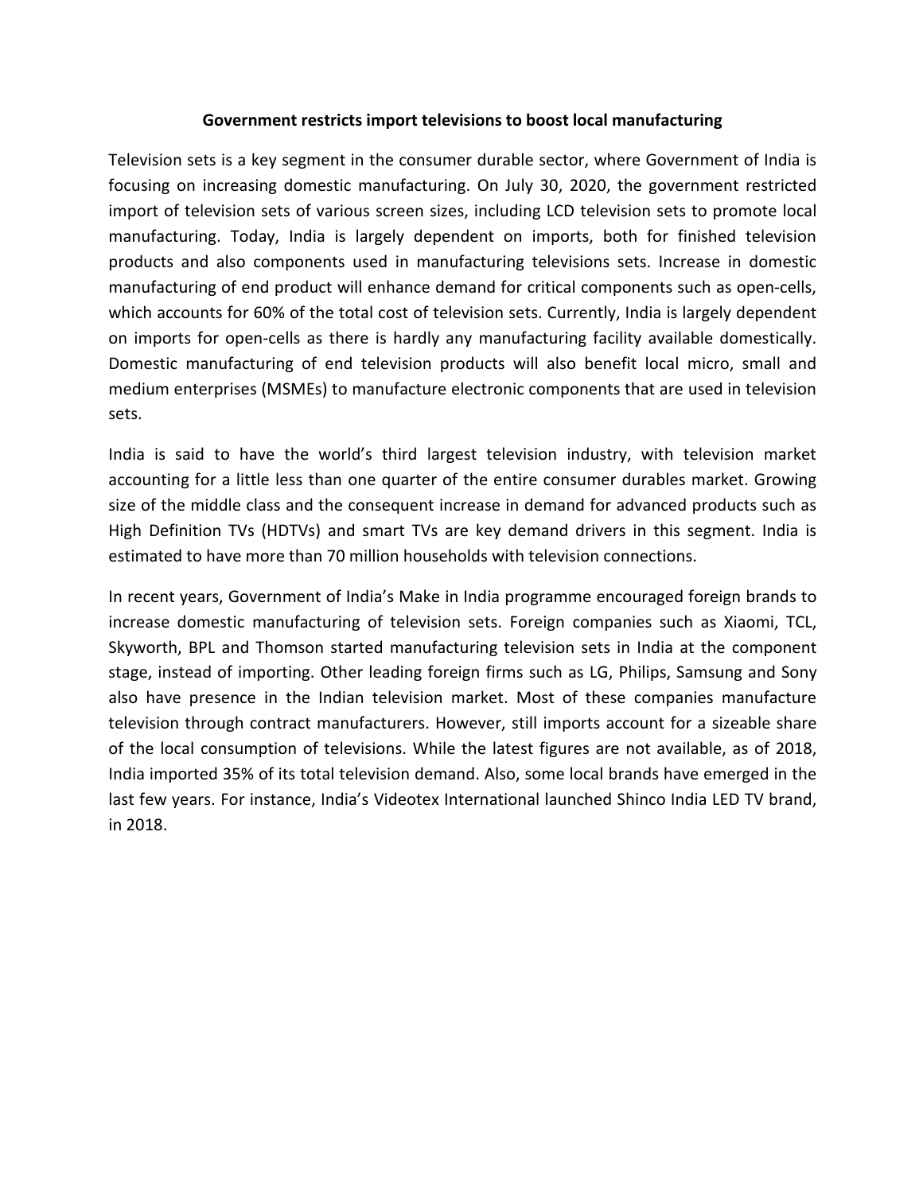# Government restricts import televisions to boost local manufacturing

Television sets is a key segment in the consumer durable sector, where Government of India is focusing on increasing domestic manufacturing. On July 30, 2020, the government restricted import of television sets of various screen sizes, including LCD television sets to promote local manufacturing. Today, India is largely dependent on imports, both for finished television products and also components used in manufacturing televisions sets. Increase in domestic manufacturing of end product will enhance demand for critical components such as open-cells, which accounts for 60% of the total cost of television sets. Currently, India is largely dependent on imports for open-cells as there is hardly any manufacturing facility available domestically. Domestic manufacturing of end television products will also benefit local micro, small and medium enterprises (MSMEs) to manufacture electronic components that are used in television sets.

India is said to have the world's third largest television industry, with television market accounting for a little less than one quarter of the entire consumer durables market. Growing size of the middle class and the consequent increase in demand for advanced products such as High Definition TVs (HDTVs) and smart TVs are key demand drivers in this segment. India is estimated to have more than 70 million households with television connections.

In recent years, Government of India's Make in India programme encouraged foreign brands to increase domestic manufacturing of television sets. Foreign companies such as Xiaomi, TCL, Skyworth, BPL and Thomson started manufacturing television sets in India at the component stage, instead of importing. Other leading foreign firms such as LG, Philips, Samsung and Sony also have presence in the Indian television market. Most of these companies manufacture television through contract manufacturers. However, still imports account for a sizeable share of the local consumption of televisions. While the latest figures are not available, as of 2018, India imported 35% of its total television demand. Also, some local brands have emerged in the last few years. For instance, India's Videotex International launched Shinco India LED TV brand, in 2018.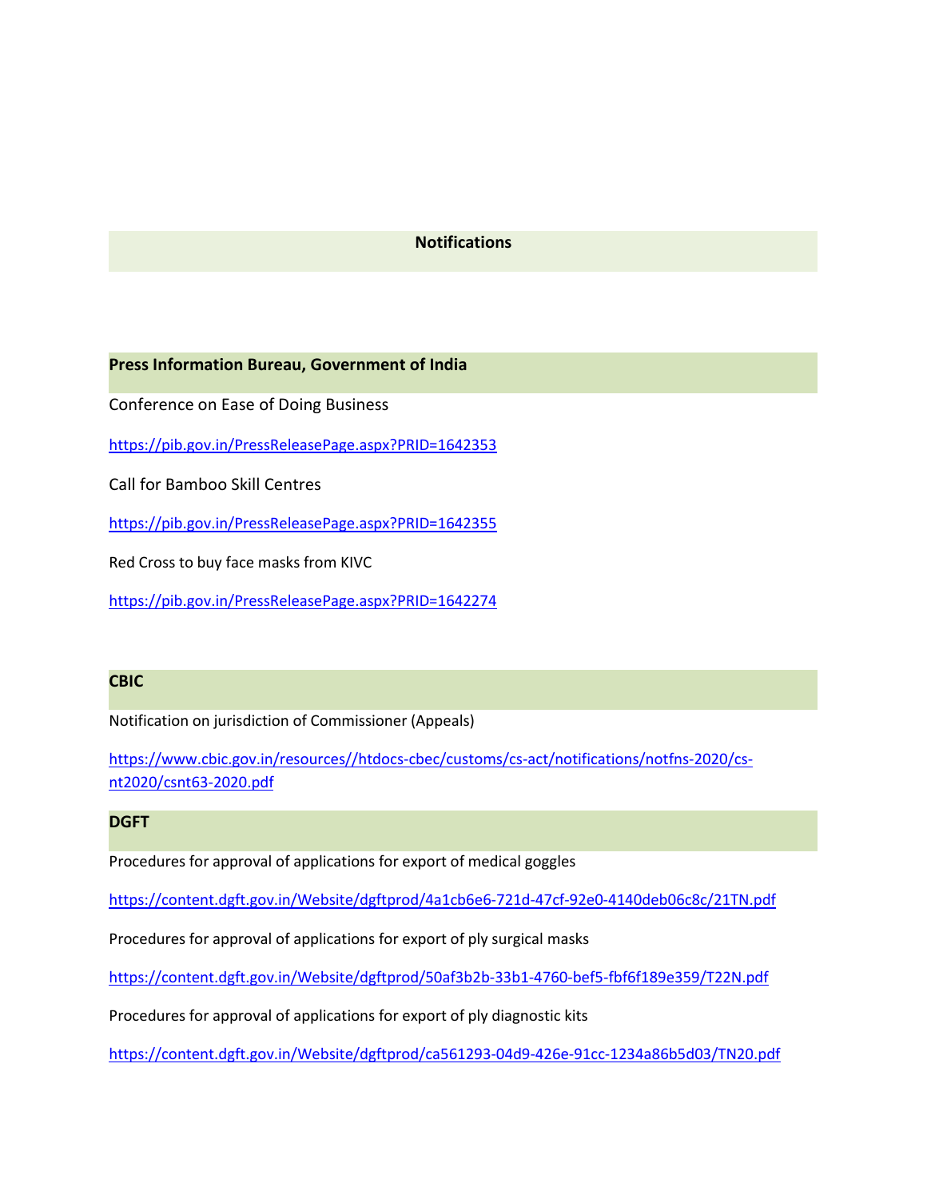## Notifications

### Press Information Bureau, Government of India

Conference on Ease of Doing Business

https://pib.gov.in/PressReleasePage.aspx?PRID=1642353

Call for Bamboo Skill Centres

https://pib.gov.in/PressReleasePage.aspx?PRID=1642355

Red Cross to buy face masks from KIVC

https://pib.gov.in/PressReleasePage.aspx?PRID=1642274

### CBIC

Notification on jurisdiction of Commissioner (Appeals)

https://www.cbic.gov.in/resources//htdocs-cbec/customs/cs-act/notifications/notfns-2020/cs-nt2020/csnt63-2020.pdf

### DGFT

Procedures for approval of applications for export of medical goggles

https://content.dgft.gov.in/Website/dgftprod/4a1cb6e6-721d-47cf-92e0-4140deb06c8c/21TN.pdf

Procedures for approval of applications for export of ply surgical masks

https://content.dgft.gov.in/Website/dgftprod/50af3b2b-33b1-4760-bef5-fbf6f189e359/T22N.pdf

Procedures for approval of applications for export of ply diagnostic kits

https://content.dgft.gov.in/Website/dgftprod/ca561293-04d9-426e-91cc-1234a86b5d03/TN20.pdf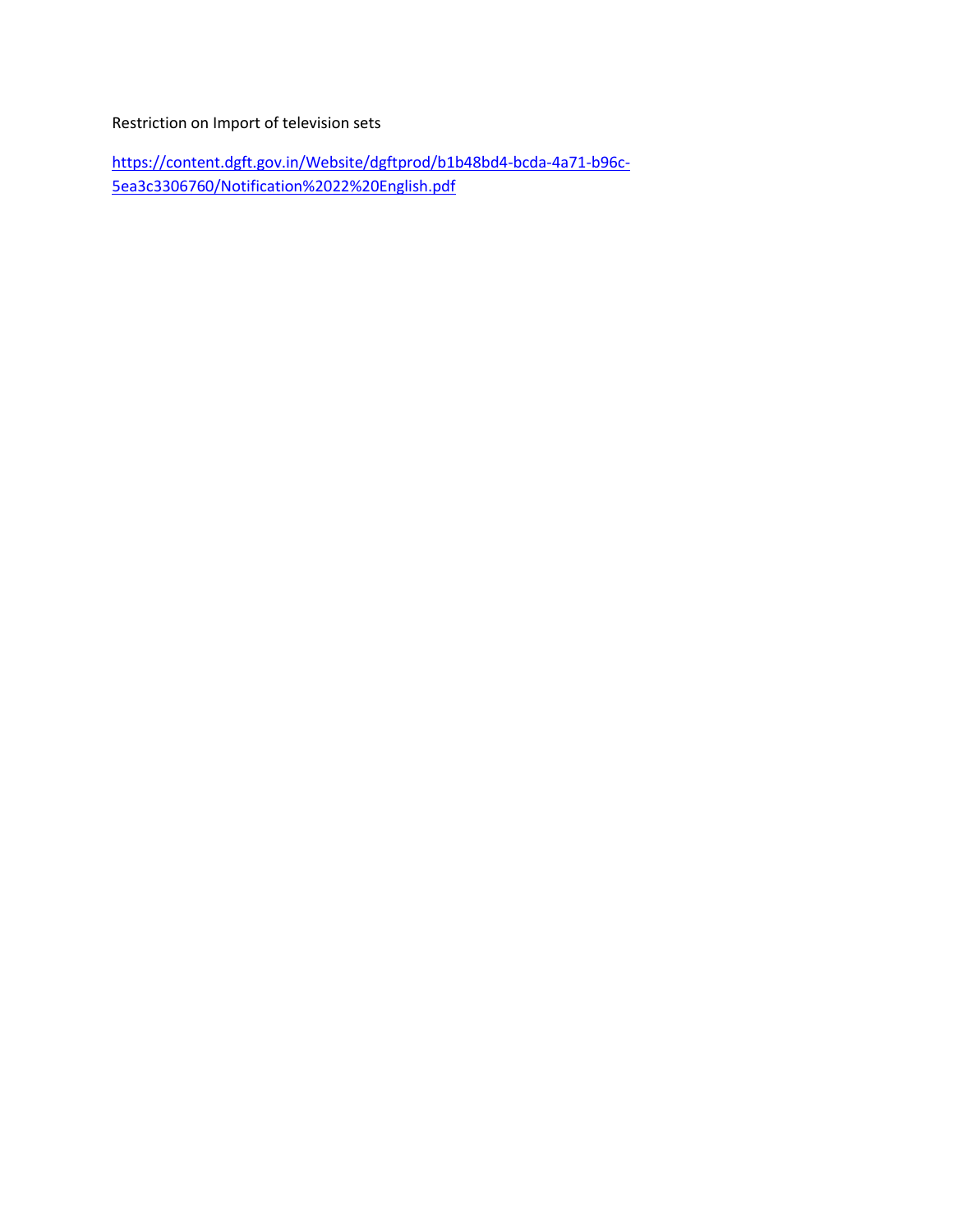Restriction on Import of television sets

[https://content.dgft.gov.in/Website/dgftprod/b1b48bd4-bcda-4a71-b96c-5ea3c3306760/Notification%2022%20English.pdf](https://content.dgft.gov.in/Website/dgftprod/b1b48bd4-bcda-4a71-b96c-5ea3c3306760/Notification%2022%20English.pdf)